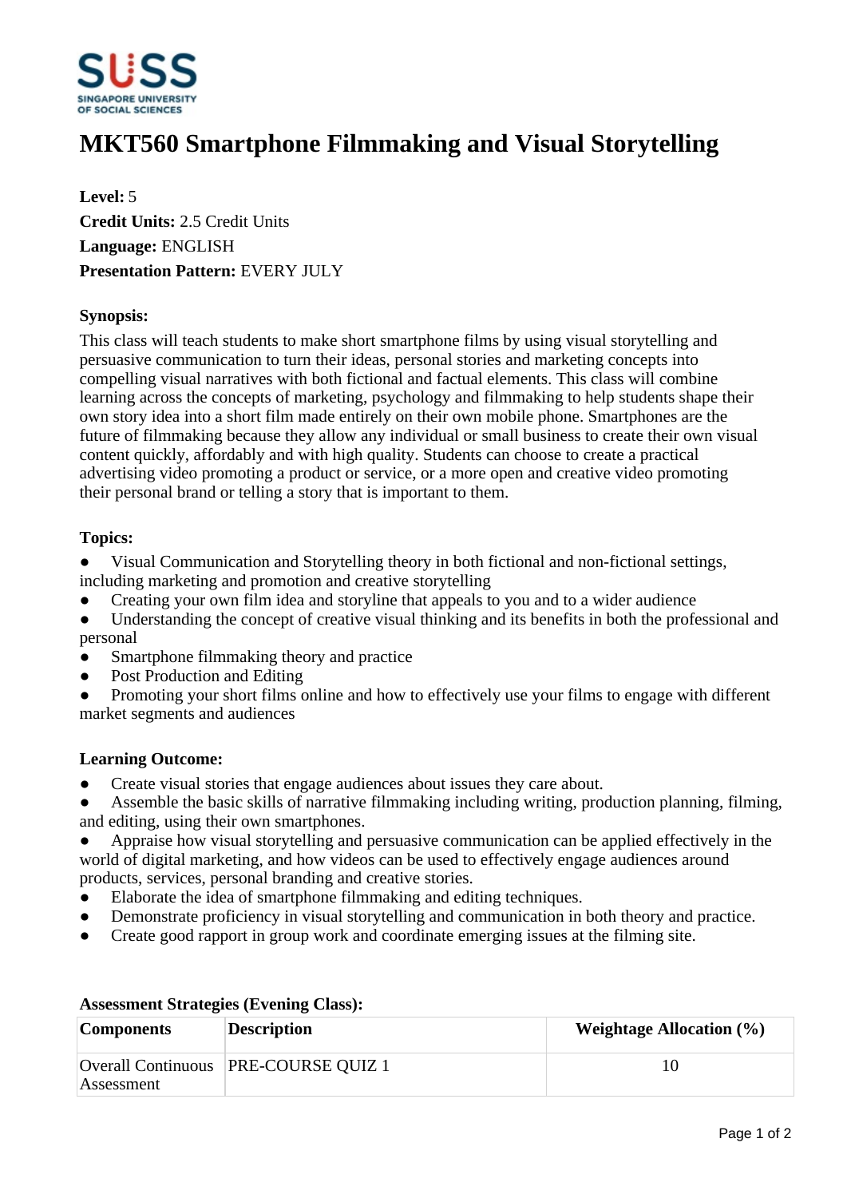SUSS
SINGAPORE UNIVERSITY OF SOCIAL SCIENCES

# MKT560 Smartphone Filmmaking and Visual Storytelling

**Level:** 5
**Credit Units:** 2.5 Credit Units
**Language:** ENGLISH
**Presentation Pattern:** EVERY JULY

### Synopsis:

This class will teach students to make short smartphone films by using visual storytelling and persuasive communication to turn their ideas, personal stories and marketing concepts into compelling visual narratives with both fictional and factual elements. This class will combine learning across the concepts of marketing, psychology and filmmaking to help students shape their own story idea into a short film made entirely on their own mobile phone. Smartphones are the future of filmmaking because they allow any individual or small business to create their own visual content quickly, affordably and with high quality. Students can choose to create a practical advertising video promoting a product or service, or a more open and creative video promoting their personal brand or telling a story that is important to them.

### Topics:

- Visual Communication and Storytelling theory in both fictional and non-fictional settings, including marketing and promotion and creative storytelling
- Creating your own film idea and storyline that appeals to you and to a wider audience
- Understanding the concept of creative visual thinking and its benefits in both the professional and personal
- Smartphone filmmaking theory and practice
- Post Production and Editing
- Promoting your short films online and how to effectively use your films to engage with different market segments and audiences

### Learning Outcome:

- Create visual stories that engage audiences about issues they care about.
- Assemble the basic skills of narrative filmmaking including writing, production planning, filming, and editing, using their own smartphones.
- Appraise how visual storytelling and persuasive communication can be applied effectively in the world of digital marketing, and how videos can be used to effectively engage audiences around products, services, personal branding and creative stories.
- Elaborate the idea of smartphone filmmaking and editing techniques.
- Demonstrate proficiency in visual storytelling and communication in both theory and practice.
- Create good rapport in group work and coordinate emerging issues at the filming site.

### Assessment Strategies (Evening Class):

| Components | Description | Weightage Allocation (%) |
|---|---|---|
| Overall Continuous Assessment | PRE-COURSE QUIZ 1 | 10 |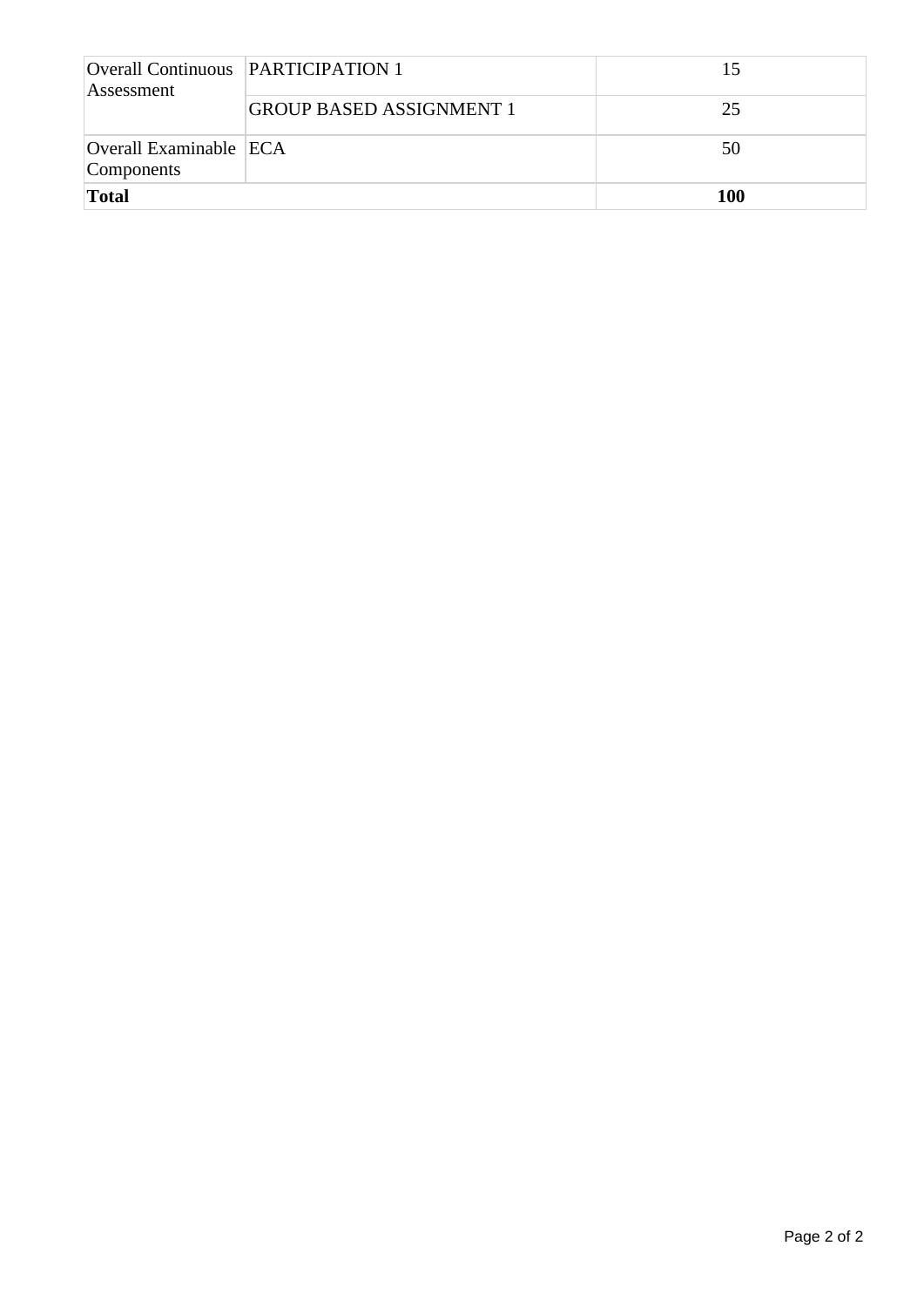| | | |
|---|---|---|
| Overall Continuous Assessment | PARTICIPATION 1 | 15 |
| | GROUP BASED ASSIGNMENT 1 | 25 |
| Overall Examinable Components | ECA | 50 |
| **Total** | | **100** |